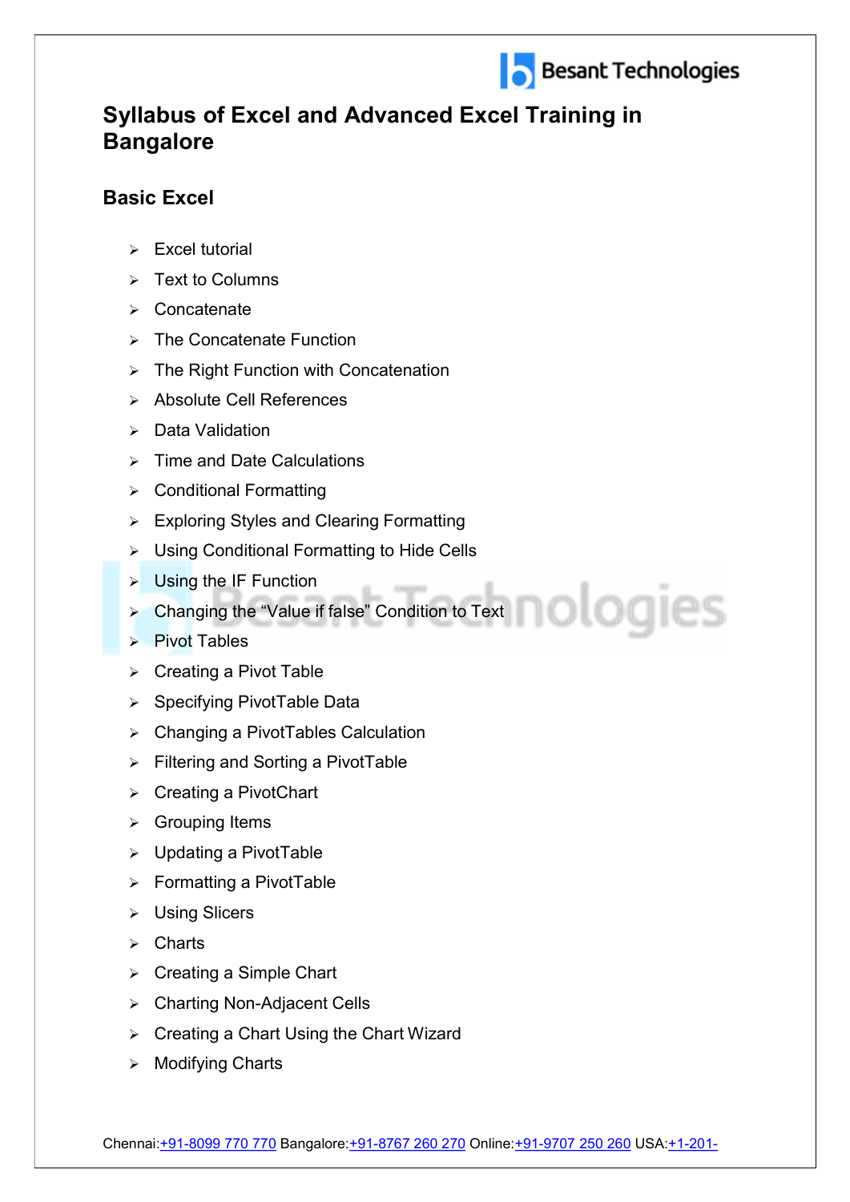# Syllabus of Excel and Advanced Excel Training in Bangalore

## Basic Excel

- Excel tutorial
- Text to Columns
- Concatenate
- The Concatenate Function
- The Right Function with Concatenation
- Absolute Cell References
- Data Validation
- Time and Date Calculations
- Conditional Formatting
- Exploring Styles and Clearing Formatting
- Using Conditional Formatting to Hide Cells
- Using the IF Function
- Changing the "Value if false" Condition to Text
- Pivot Tables
- Creating a Pivot Table
- Specifying PivotTable Data
- Changing a PivotTables Calculation
- Filtering and Sorting a PivotTable
- Creating a PivotChart
- Grouping Items
- Updating a PivotTable
- Formatting a PivotTable
- Using Slicers
- Charts
- Creating a Simple Chart
- Charting Non-Adjacent Cells
- Creating a Chart Using the Chart Wizard
- Modifying Charts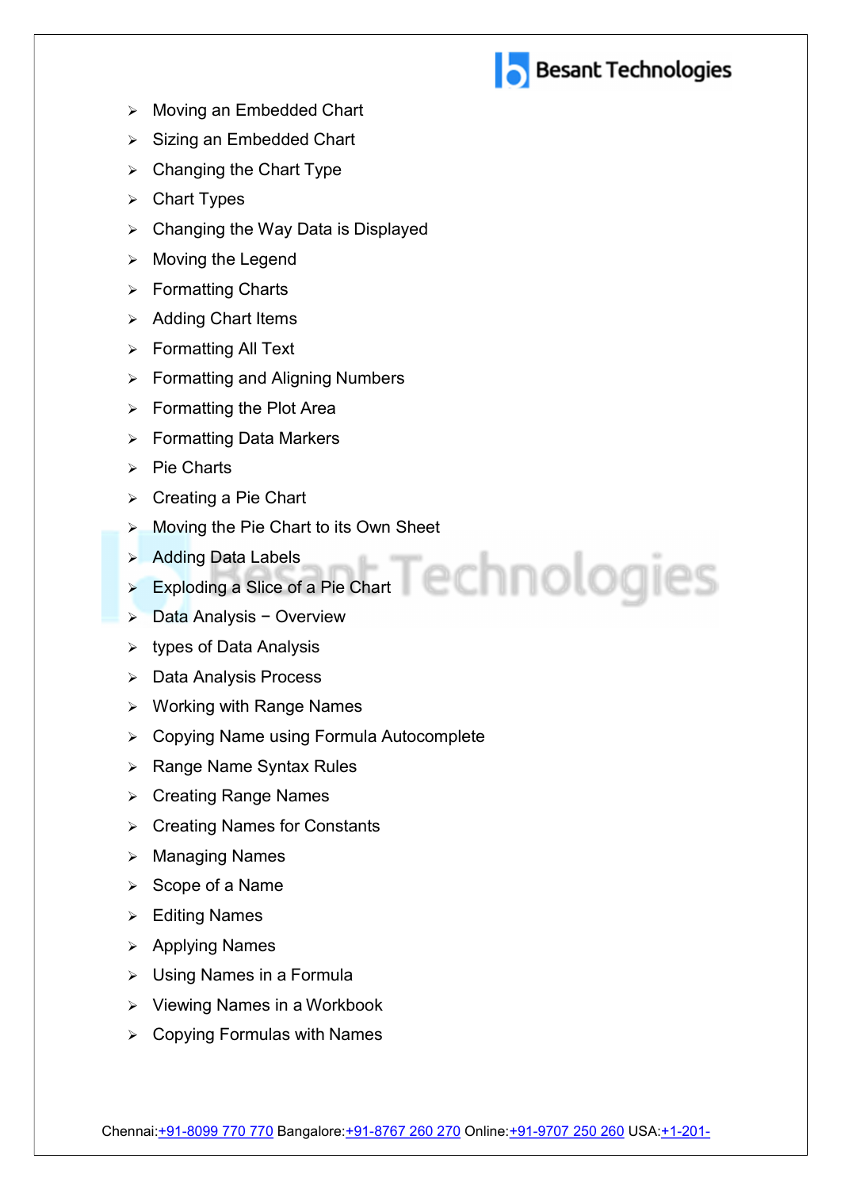- Moving an Embedded Chart
- Sizing an Embedded Chart
- Changing the Chart Type
- Chart Types
- Changing the Way Data is Displayed
- Moving the Legend
- Formatting Charts
- Adding Chart Items
- Formatting All Text
- Formatting and Aligning Numbers
- Formatting the Plot Area
- Formatting Data Markers
- Pie Charts
- Creating a Pie Chart
- Moving the Pie Chart to its Own Sheet
- Adding Data Labels
- Exploding a Slice of a Pie Chart
- Data Analysis − Overview
- types of Data Analysis
- Data Analysis Process
- Working with Range Names
- Copying Name using Formula Autocomplete
- Range Name Syntax Rules
- Creating Range Names
- Creating Names for Constants
- Managing Names
- Scope of a Name
- Editing Names
- Applying Names
- Using Names in a Formula
- Viewing Names in a Workbook
- Copying Formulas with Names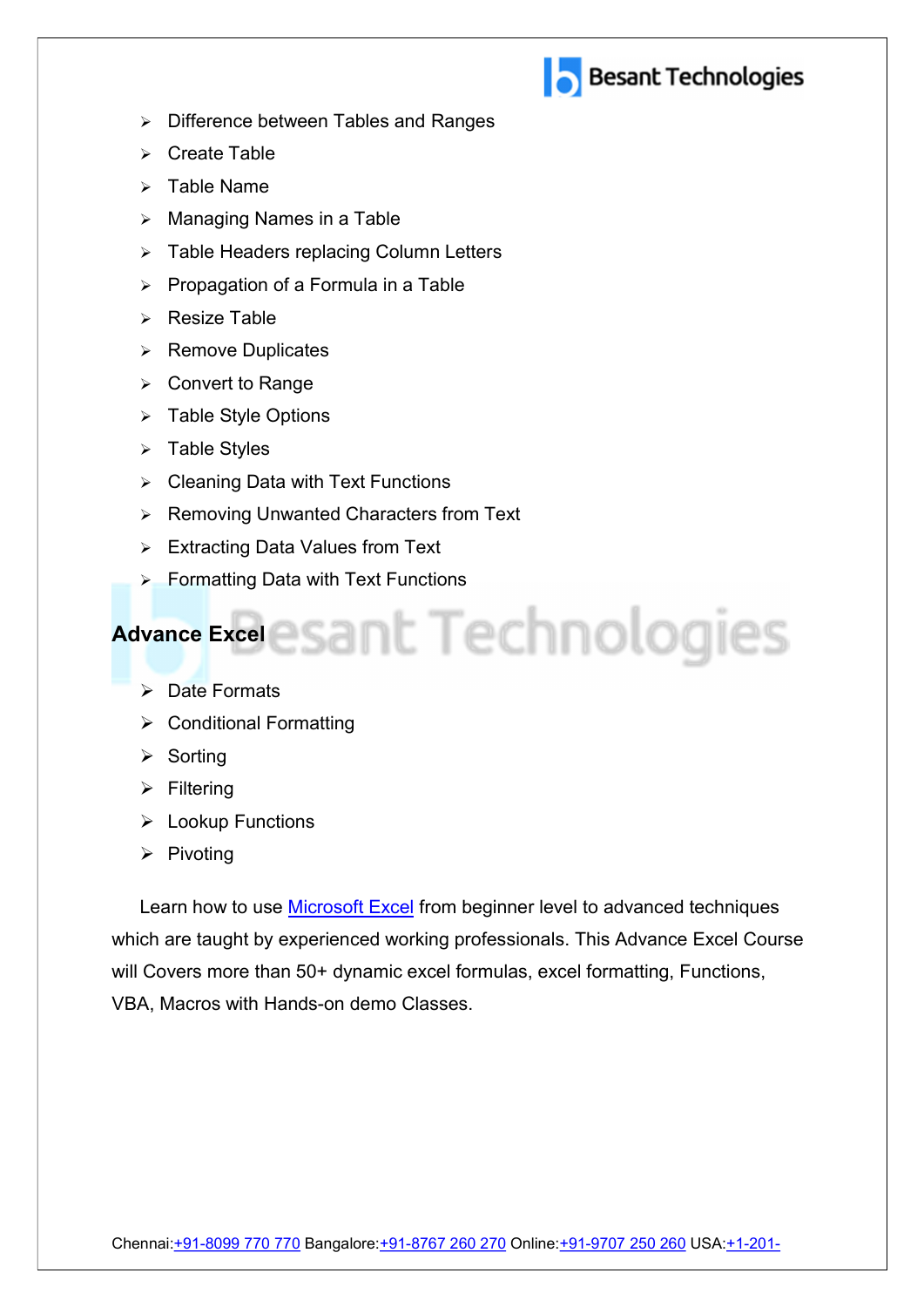- Difference between Tables and Ranges
- Create Table
- Table Name
- Managing Names in a Table
- Table Headers replacing Column Letters
- Propagation of a Formula in a Table
- Resize Table
- Remove Duplicates
- Convert to Range
- Table Style Options
- Table Styles
- Cleaning Data with Text Functions
- Removing Unwanted Characters from Text
- Extracting Data Values from Text
- Formatting Data with Text Functions

**Advance Excel**

- Date Formats
- Conditional Formatting
- Sorting
- Filtering
- Lookup Functions
- Pivoting

Learn how to use Microsoft Excel from beginner level to advanced techniques which are taught by experienced working professionals. This Advance Excel Course will Covers more than 50+ dynamic excel formulas, excel formatting, Functions, VBA, Macros with Hands-on demo Classes.